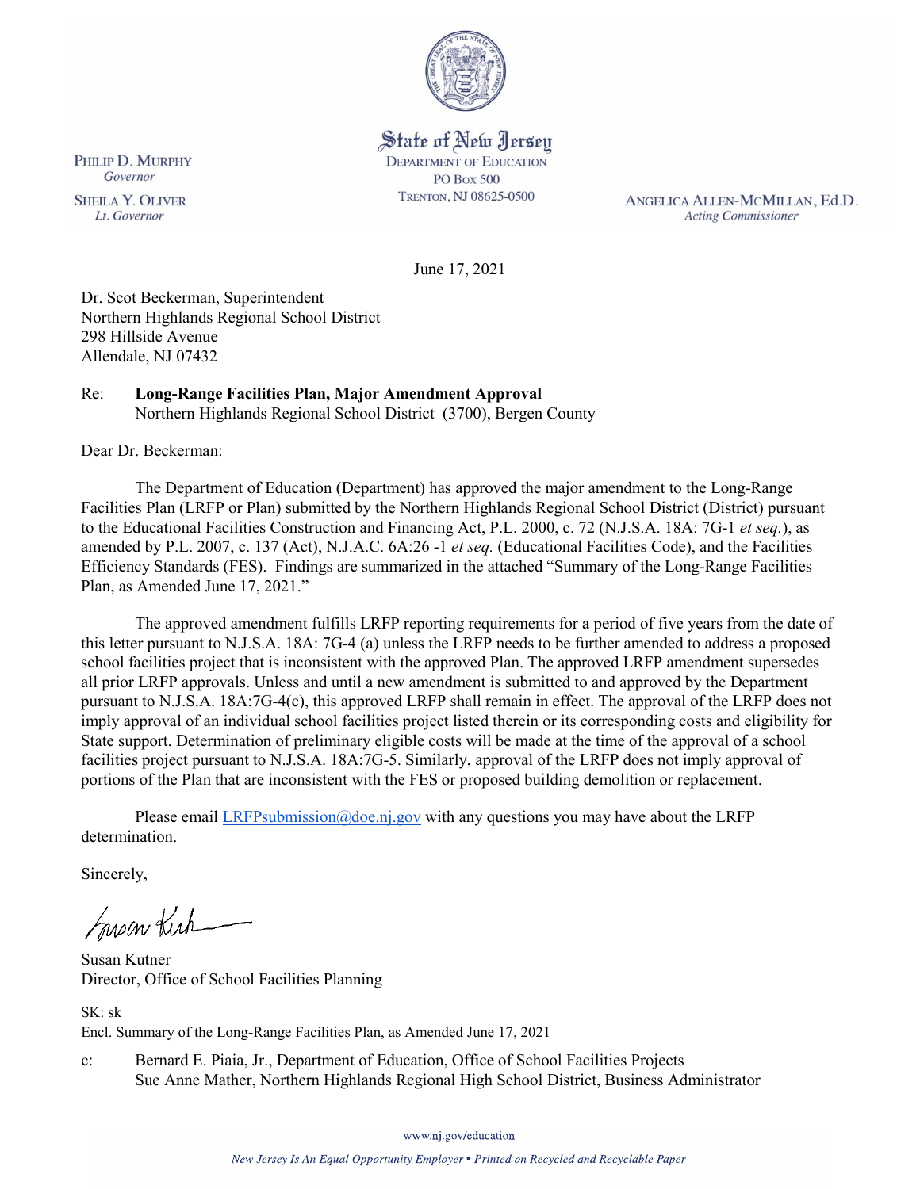State of New Jersey
DEPARTMENT OF EDUCATION
PO Box 500
TRENTON, NJ 08625-0500

PHILIP D. MURPHY
*Governor*

SHEILA Y. OLIVER
*Lt. Governor*

ANGELICA ALLEN-MCMILLAN, Ed.D.
*Acting Commissioner*

June 17, 2021

Dr. Scot Beckerman, Superintendent
Northern Highlands Regional School District
298 Hillside Avenue
Allendale, NJ 07432

Re: **Long-Range Facilities Plan, Major Amendment Approval**
Northern Highlands Regional School District (3700), Bergen County

Dear Dr. Beckerman:

The Department of Education (Department) has approved the major amendment to the Long-Range Facilities Plan (LRFP or Plan) submitted by the Northern Highlands Regional School District (District) pursuant to the Educational Facilities Construction and Financing Act, P.L. 2000, c. 72 (N.J.S.A. 18A: 7G-1 *et seq.*), as amended by P.L. 2007, c. 137 (Act), N.J.A.C. 6A:26 -1 *et seq.* (Educational Facilities Code), and the Facilities Efficiency Standards (FES). Findings are summarized in the attached "Summary of the Long-Range Facilities Plan, as Amended June 17, 2021."

The approved amendment fulfills LRFP reporting requirements for a period of five years from the date of this letter pursuant to N.J.S.A. 18A: 7G-4 (a) unless the LRFP needs to be further amended to address a proposed school facilities project that is inconsistent with the approved Plan. The approved LRFP amendment supersedes all prior LRFP approvals. Unless and until a new amendment is submitted to and approved by the Department pursuant to N.J.S.A. 18A:7G-4(c), this approved LRFP shall remain in effect. The approval of the LRFP does not imply approval of an individual school facilities project listed therein or its corresponding costs and eligibility for State support. Determination of preliminary eligible costs will be made at the time of the approval of a school facilities project pursuant to N.J.S.A. 18A:7G-5. Similarly, approval of the LRFP does not imply approval of portions of the Plan that are inconsistent with the FES or proposed building demolition or replacement.

Please email LRFPsubmission@doe.nj.gov with any questions you may have about the LRFP determination.

Sincerely,

Susan Kutner
Director, Office of School Facilities Planning

SK: sk
Encl. Summary of the Long-Range Facilities Plan, as Amended June 17, 2021

c: Bernard E. Piaia, Jr., Department of Education, Office of School Facilities Projects
Sue Anne Mather, Northern Highlands Regional High School District, Business Administrator

www.nj.gov/education

*New Jersey Is An Equal Opportunity Employer • Printed on Recycled and Recyclable Paper*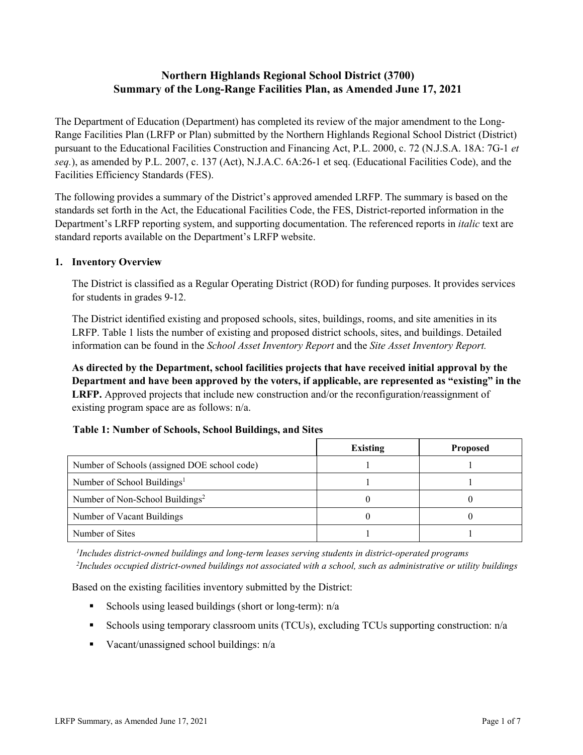# Northern Highlands Regional School District (3700)
# Summary of the Long-Range Facilities Plan, as Amended June 17, 2021

The Department of Education (Department) has completed its review of the major amendment to the Long-Range Facilities Plan (LRFP or Plan) submitted by the Northern Highlands Regional School District (District) pursuant to the Educational Facilities Construction and Financing Act, P.L. 2000, c. 72 (N.J.S.A. 18A: 7G-1 *et seq.*), as amended by P.L. 2007, c. 137 (Act), N.J.A.C. 6A:26-1 et seq. (Educational Facilities Code), and the Facilities Efficiency Standards (FES).

The following provides a summary of the District's approved amended LRFP. The summary is based on the standards set forth in the Act, the Educational Facilities Code, the FES, District-reported information in the Department's LRFP reporting system, and supporting documentation. The referenced reports in *italic* text are standard reports available on the Department's LRFP website.

## 1. Inventory Overview

The District is classified as a Regular Operating District (ROD) for funding purposes. It provides services for students in grades 9-12.

The District identified existing and proposed schools, sites, buildings, rooms, and site amenities in its LRFP. Table 1 lists the number of existing and proposed district schools, sites, and buildings. Detailed information can be found in the *School Asset Inventory Report* and the *Site Asset Inventory Report.*

**As directed by the Department, school facilities projects that have received initial approval by the Department and have been approved by the voters, if applicable, are represented as "existing" in the LRFP.** Approved projects that include new construction and/or the reconfiguration/reassignment of existing program space are as follows: n/a.

**Table 1: Number of Schools, School Buildings, and Sites**

| | Existing | Proposed |
|---|---|---|
| Number of Schools (assigned DOE school code) | 1 | 1 |
| Number of School Buildings[1] | 1 | 1 |
| Number of Non-School Buildings[2] | 0 | 0 |
| Number of Vacant Buildings | 0 | 0 |
| Number of Sites | 1 | 1 |

*[1]Includes district-owned buildings and long-term leases serving students in district-operated programs*
*[2]Includes occupied district-owned buildings not associated with a school, such as administrative or utility buildings*

Based on the existing facilities inventory submitted by the District:

- Schools using leased buildings (short or long-term): n/a
- Schools using temporary classroom units (TCUs), excluding TCUs supporting construction: n/a
- Vacant/unassigned school buildings: n/a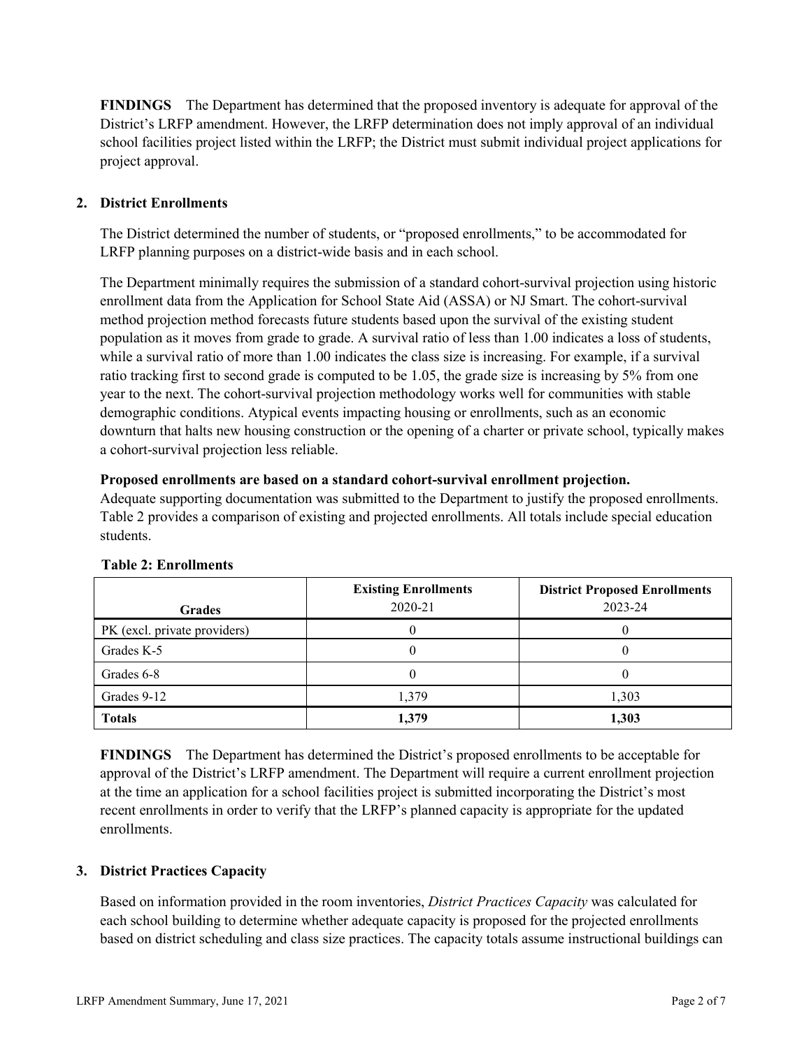**FINDINGS** The Department has determined that the proposed inventory is adequate for approval of the District's LRFP amendment. However, the LRFP determination does not imply approval of an individual school facilities project listed within the LRFP; the District must submit individual project applications for project approval.

## 2. District Enrollments

The District determined the number of students, or "proposed enrollments," to be accommodated for LRFP planning purposes on a district-wide basis and in each school.

The Department minimally requires the submission of a standard cohort-survival projection using historic enrollment data from the Application for School State Aid (ASSA) or NJ Smart. The cohort-survival method projection method forecasts future students based upon the survival of the existing student population as it moves from grade to grade. A survival ratio of less than 1.00 indicates a loss of students, while a survival ratio of more than 1.00 indicates the class size is increasing. For example, if a survival ratio tracking first to second grade is computed to be 1.05, the grade size is increasing by 5% from one year to the next. The cohort-survival projection methodology works well for communities with stable demographic conditions. Atypical events impacting housing or enrollments, such as an economic downturn that halts new housing construction or the opening of a charter or private school, typically makes a cohort-survival projection less reliable.

**Proposed enrollments are based on a standard cohort-survival enrollment projection.**
Adequate supporting documentation was submitted to the Department to justify the proposed enrollments. Table 2 provides a comparison of existing and projected enrollments. All totals include special education students.

**Table 2: Enrollments**

| Grades | Existing Enrollments 2020-21 | District Proposed Enrollments 2023-24 |
|---|---|---|
| PK (excl. private providers) | 0 | 0 |
| Grades K-5 | 0 | 0 |
| Grades 6-8 | 0 | 0 |
| Grades 9-12 | 1,379 | 1,303 |
| **Totals** | **1,379** | **1,303** |

**FINDINGS** The Department has determined the District's proposed enrollments to be acceptable for approval of the District's LRFP amendment. The Department will require a current enrollment projection at the time an application for a school facilities project is submitted incorporating the District's most recent enrollments in order to verify that the LRFP's planned capacity is appropriate for the updated enrollments.

## 3. District Practices Capacity

Based on information provided in the room inventories, *District Practices Capacity* was calculated for each school building to determine whether adequate capacity is proposed for the projected enrollments based on district scheduling and class size practices. The capacity totals assume instructional buildings can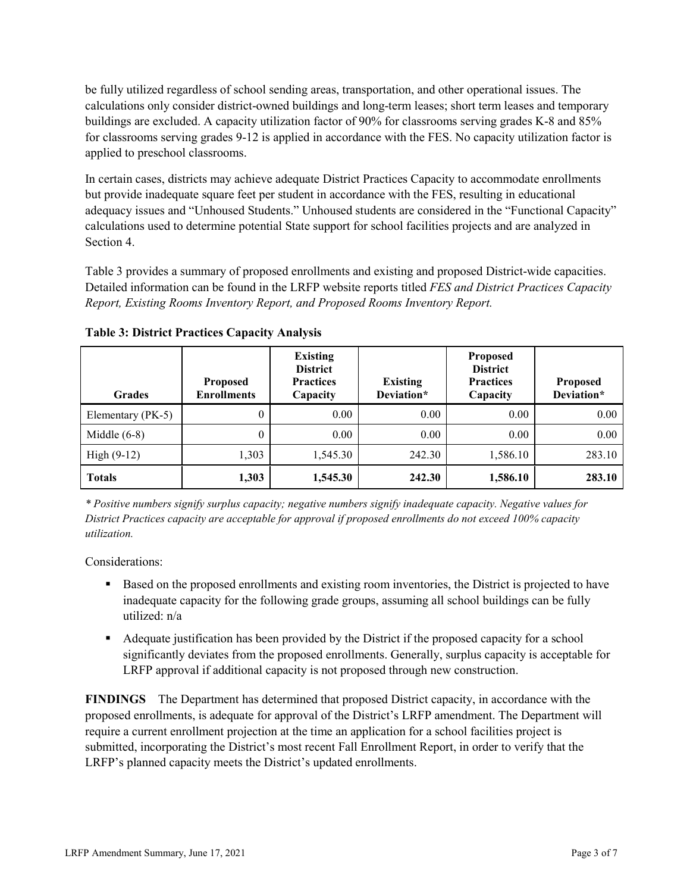be fully utilized regardless of school sending areas, transportation, and other operational issues. The calculations only consider district-owned buildings and long-term leases; short term leases and temporary buildings are excluded. A capacity utilization factor of 90% for classrooms serving grades K-8 and 85% for classrooms serving grades 9-12 is applied in accordance with the FES. No capacity utilization factor is applied to preschool classrooms.

In certain cases, districts may achieve adequate District Practices Capacity to accommodate enrollments but provide inadequate square feet per student in accordance with the FES, resulting in educational adequacy issues and "Unhoused Students." Unhoused students are considered in the "Functional Capacity" calculations used to determine potential State support for school facilities projects and are analyzed in Section 4.

Table 3 provides a summary of proposed enrollments and existing and proposed District-wide capacities. Detailed information can be found in the LRFP website reports titled *FES and District Practices Capacity Report, Existing Rooms Inventory Report, and Proposed Rooms Inventory Report.*

**Table 3: District Practices Capacity Analysis**

| Grades | Proposed Enrollments | Existing District Practices Capacity | Existing Deviation* | Proposed District Practices Capacity | Proposed Deviation* |
|---|---|---|---|---|---|
| Elementary (PK-5) | 0 | 0.00 | 0.00 | 0.00 | 0.00 |
| Middle (6-8) | 0 | 0.00 | 0.00 | 0.00 | 0.00 |
| High (9-12) | 1,303 | 1,545.30 | 242.30 | 1,586.10 | 283.10 |
| **Totals** | **1,303** | **1,545.30** | **242.30** | **1,586.10** | **283.10** |

*\* Positive numbers signify surplus capacity; negative numbers signify inadequate capacity. Negative values for District Practices capacity are acceptable for approval if proposed enrollments do not exceed 100% capacity utilization.*

Considerations:

- Based on the proposed enrollments and existing room inventories, the District is projected to have inadequate capacity for the following grade groups, assuming all school buildings can be fully utilized: n/a
- Adequate justification has been provided by the District if the proposed capacity for a school significantly deviates from the proposed enrollments. Generally, surplus capacity is acceptable for LRFP approval if additional capacity is not proposed through new construction.

**FINDINGS** The Department has determined that proposed District capacity, in accordance with the proposed enrollments, is adequate for approval of the District's LRFP amendment. The Department will require a current enrollment projection at the time an application for a school facilities project is submitted, incorporating the District's most recent Fall Enrollment Report, in order to verify that the LRFP's planned capacity meets the District's updated enrollments.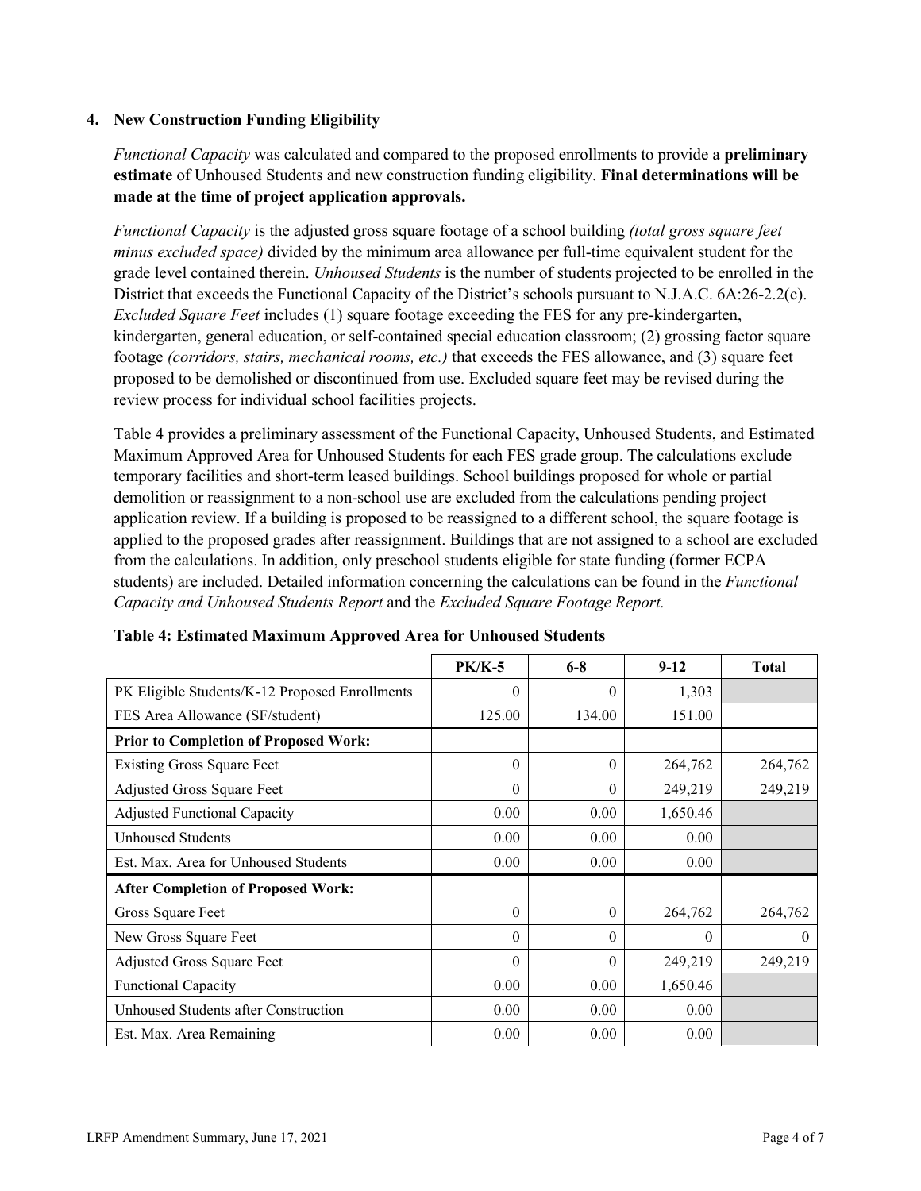### 4. New Construction Funding Eligibility

*Functional Capacity* was calculated and compared to the proposed enrollments to provide a **preliminary estimate** of Unhoused Students and new construction funding eligibility. **Final determinations will be made at the time of project application approvals.**

*Functional Capacity* is the adjusted gross square footage of a school building *(total gross square feet minus excluded space)* divided by the minimum area allowance per full-time equivalent student for the grade level contained therein. *Unhoused Students* is the number of students projected to be enrolled in the District that exceeds the Functional Capacity of the District's schools pursuant to N.J.A.C. 6A:26-2.2(c). *Excluded Square Feet* includes (1) square footage exceeding the FES for any pre-kindergarten, kindergarten, general education, or self-contained special education classroom; (2) grossing factor square footage *(corridors, stairs, mechanical rooms, etc.)* that exceeds the FES allowance, and (3) square feet proposed to be demolished or discontinued from use. Excluded square feet may be revised during the review process for individual school facilities projects.

Table 4 provides a preliminary assessment of the Functional Capacity, Unhoused Students, and Estimated Maximum Approved Area for Unhoused Students for each FES grade group. The calculations exclude temporary facilities and short-term leased buildings. School buildings proposed for whole or partial demolition or reassignment to a non-school use are excluded from the calculations pending project application review. If a building is proposed to be reassigned to a different school, the square footage is applied to the proposed grades after reassignment. Buildings that are not assigned to a school are excluded from the calculations. In addition, only preschool students eligible for state funding (former ECPA students) are included. Detailed information concerning the calculations can be found in the *Functional Capacity and Unhoused Students Report* and the *Excluded Square Footage Report.*

**Table 4: Estimated Maximum Approved Area for Unhoused Students**

| | PK/K-5 | 6-8 | 9-12 | Total |
|---|---|---|---|---|
| PK Eligible Students/K-12 Proposed Enrollments | 0 | 0 | 1,303 | |
| FES Area Allowance (SF/student) | 125.00 | 134.00 | 151.00 | |
| **Prior to Completion of Proposed Work:** | | | | |
| Existing Gross Square Feet | 0 | 0 | 264,762 | 264,762 |
| Adjusted Gross Square Feet | 0 | 0 | 249,219 | 249,219 |
| Adjusted Functional Capacity | 0.00 | 0.00 | 1,650.46 | |
| Unhoused Students | 0.00 | 0.00 | 0.00 | |
| Est. Max. Area for Unhoused Students | 0.00 | 0.00 | 0.00 | |
| **After Completion of Proposed Work:** | | | | |
| Gross Square Feet | 0 | 0 | 264,762 | 264,762 |
| New Gross Square Feet | 0 | 0 | 0 | 0 |
| Adjusted Gross Square Feet | 0 | 0 | 249,219 | 249,219 |
| Functional Capacity | 0.00 | 0.00 | 1,650.46 | |
| Unhoused Students after Construction | 0.00 | 0.00 | 0.00 | |
| Est. Max. Area Remaining | 0.00 | 0.00 | 0.00 | |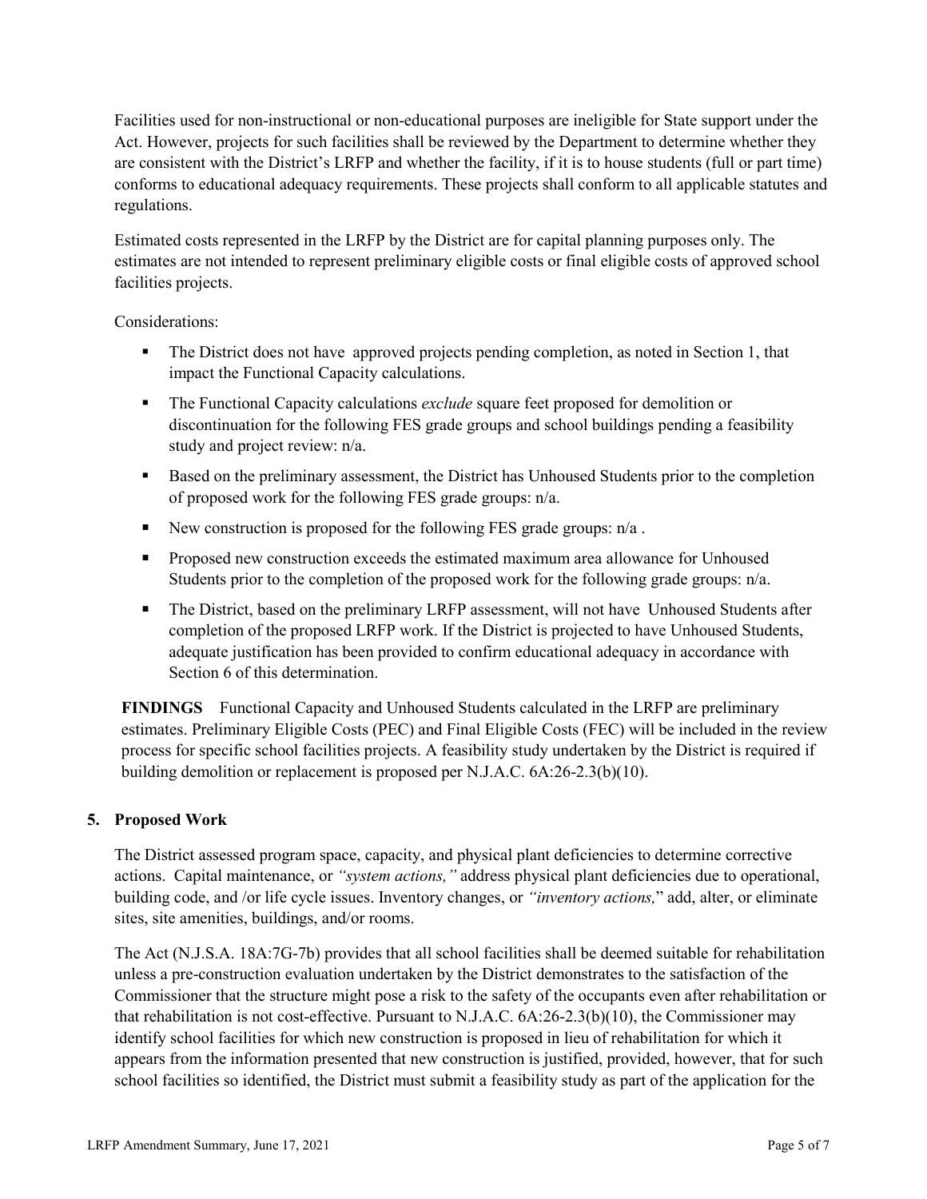Facilities used for non-instructional or non-educational purposes are ineligible for State support under the Act. However, projects for such facilities shall be reviewed by the Department to determine whether they are consistent with the District's LRFP and whether the facility, if it is to house students (full or part time) conforms to educational adequacy requirements. These projects shall conform to all applicable statutes and regulations.

Estimated costs represented in the LRFP by the District are for capital planning purposes only. The estimates are not intended to represent preliminary eligible costs or final eligible costs of approved school facilities projects.

Considerations:

- The District does not have approved projects pending completion, as noted in Section 1, that impact the Functional Capacity calculations.
- The Functional Capacity calculations *exclude* square feet proposed for demolition or discontinuation for the following FES grade groups and school buildings pending a feasibility study and project review: n/a.
- Based on the preliminary assessment, the District has Unhoused Students prior to the completion of proposed work for the following FES grade groups: n/a.
- New construction is proposed for the following FES grade groups: n/a .
- Proposed new construction exceeds the estimated maximum area allowance for Unhoused Students prior to the completion of the proposed work for the following grade groups: n/a.
- The District, based on the preliminary LRFP assessment, will not have Unhoused Students after completion of the proposed LRFP work. If the District is projected to have Unhoused Students, adequate justification has been provided to confirm educational adequacy in accordance with Section 6 of this determination.

**FINDINGS** Functional Capacity and Unhoused Students calculated in the LRFP are preliminary estimates. Preliminary Eligible Costs (PEC) and Final Eligible Costs (FEC) will be included in the review process for specific school facilities projects. A feasibility study undertaken by the District is required if building demolition or replacement is proposed per N.J.A.C. 6A:26-2.3(b)(10).

## 5. Proposed Work

The District assessed program space, capacity, and physical plant deficiencies to determine corrective actions. Capital maintenance, or *"system actions,"* address physical plant deficiencies due to operational, building code, and /or life cycle issues. Inventory changes, or *"inventory actions,"* add, alter, or eliminate sites, site amenities, buildings, and/or rooms.

The Act (N.J.S.A. 18A:7G-7b) provides that all school facilities shall be deemed suitable for rehabilitation unless a pre-construction evaluation undertaken by the District demonstrates to the satisfaction of the Commissioner that the structure might pose a risk to the safety of the occupants even after rehabilitation or that rehabilitation is not cost-effective. Pursuant to N.J.A.C. 6A:26-2.3(b)(10), the Commissioner may identify school facilities for which new construction is proposed in lieu of rehabilitation for which it appears from the information presented that new construction is justified, provided, however, that for such school facilities so identified, the District must submit a feasibility study as part of the application for the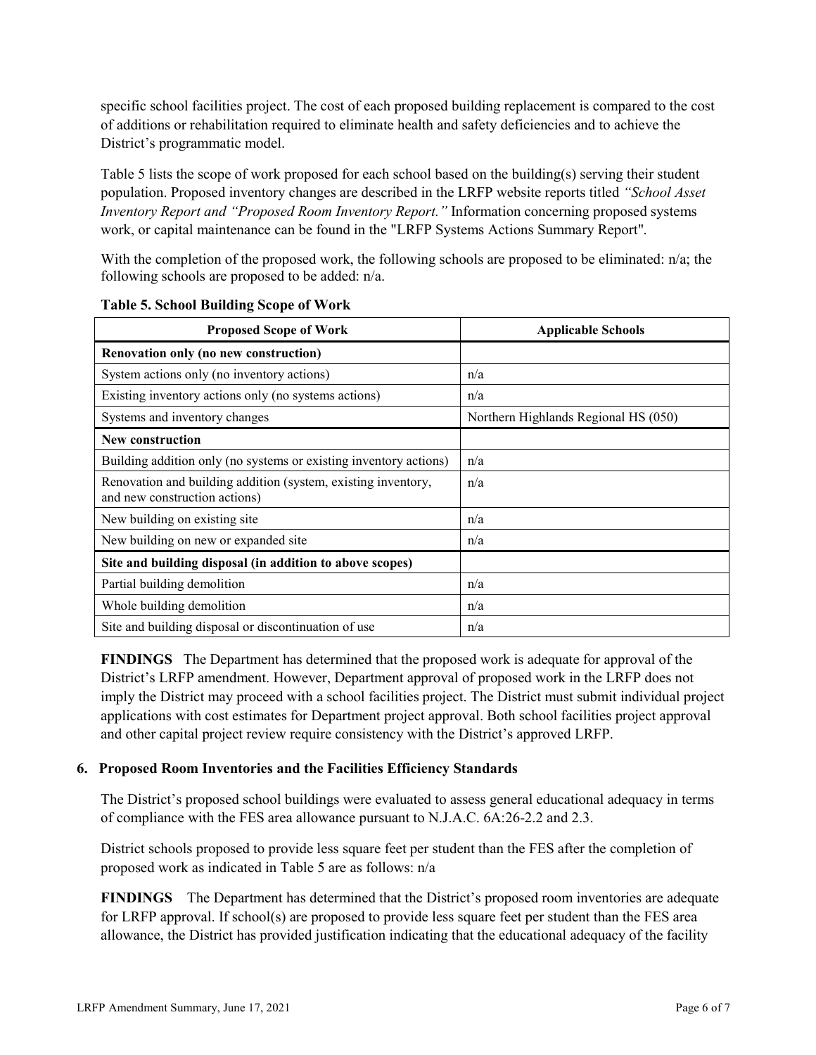specific school facilities project. The cost of each proposed building replacement is compared to the cost of additions or rehabilitation required to eliminate health and safety deficiencies and to achieve the District's programmatic model.

Table 5 lists the scope of work proposed for each school based on the building(s) serving their student population. Proposed inventory changes are described in the LRFP website reports titled *"School Asset Inventory Report and "Proposed Room Inventory Report."* Information concerning proposed systems work, or capital maintenance can be found in the "LRFP Systems Actions Summary Report".

With the completion of the proposed work, the following schools are proposed to be eliminated: n/a; the following schools are proposed to be added: n/a.

**Table 5. School Building Scope of Work**

| Proposed Scope of Work | Applicable Schools |
|---|---|
| **Renovation only (no new construction)** | |
| System actions only (no inventory actions) | n/a |
| Existing inventory actions only (no systems actions) | n/a |
| Systems and inventory changes | Northern Highlands Regional HS (050) |
| **New construction** | |
| Building addition only (no systems or existing inventory actions) | n/a |
| Renovation and building addition (system, existing inventory, and new construction actions) | n/a |
| New building on existing site | n/a |
| New building on new or expanded site | n/a |
| **Site and building disposal (in addition to above scopes)** | |
| Partial building demolition | n/a |
| Whole building demolition | n/a |
| Site and building disposal or discontinuation of use | n/a |

**FINDINGS** The Department has determined that the proposed work is adequate for approval of the District's LRFP amendment. However, Department approval of proposed work in the LRFP does not imply the District may proceed with a school facilities project. The District must submit individual project applications with cost estimates for Department project approval. Both school facilities project approval and other capital project review require consistency with the District's approved LRFP.

### 6. Proposed Room Inventories and the Facilities Efficiency Standards

The District's proposed school buildings were evaluated to assess general educational adequacy in terms of compliance with the FES area allowance pursuant to N.J.A.C. 6A:26-2.2 and 2.3.

District schools proposed to provide less square feet per student than the FES after the completion of proposed work as indicated in Table 5 are as follows: n/a

**FINDINGS** The Department has determined that the District's proposed room inventories are adequate for LRFP approval. If school(s) are proposed to provide less square feet per student than the FES area allowance, the District has provided justification indicating that the educational adequacy of the facility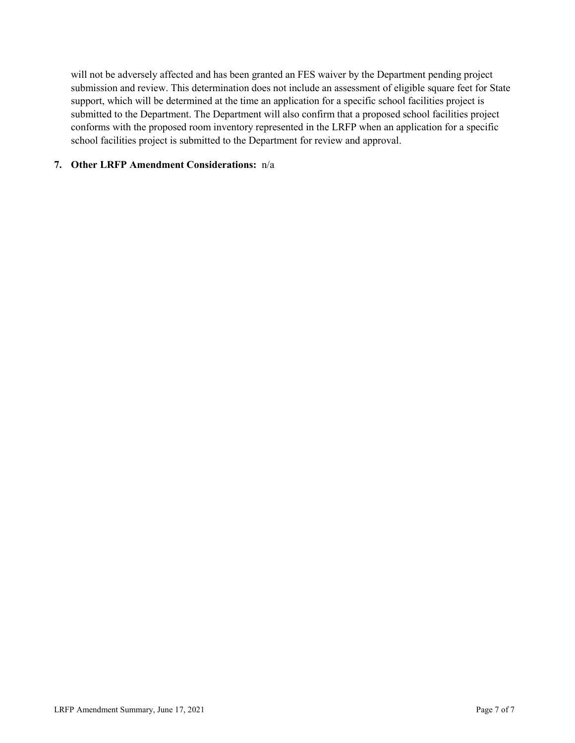will not be adversely affected and has been granted an FES waiver by the Department pending project submission and review. This determination does not include an assessment of eligible square feet for State support, which will be determined at the time an application for a specific school facilities project is submitted to the Department. The Department will also confirm that a proposed school facilities project conforms with the proposed room inventory represented in the LRFP when an application for a specific school facilities project is submitted to the Department for review and approval.

**7. Other LRFP Amendment Considerations:** n/a